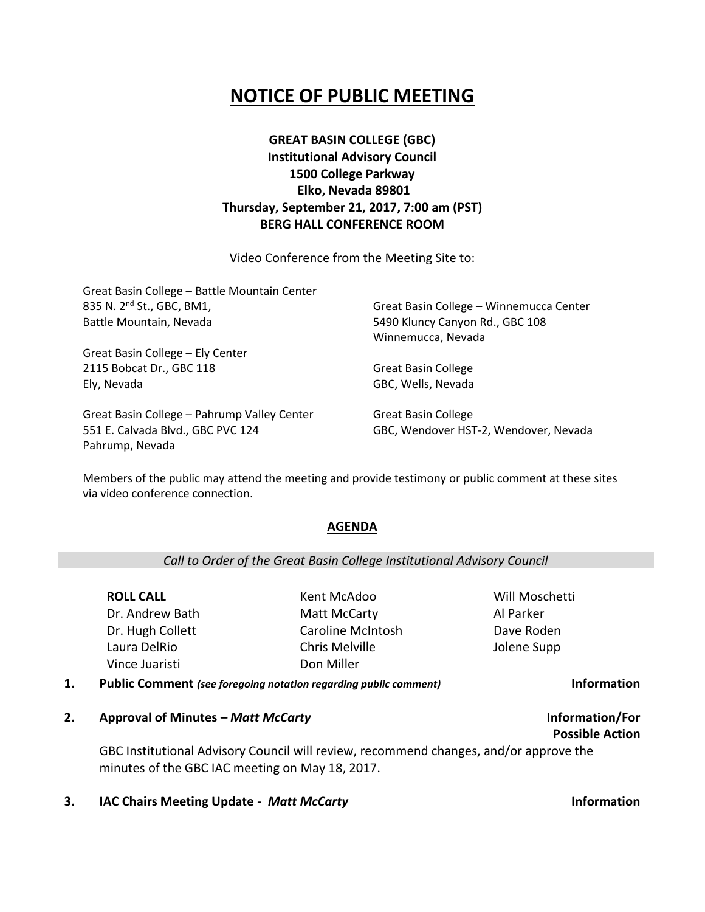# NOTICE OF PUBLIC MEETING

**GREAT BASIN COLLEGE (GBC)**
**Institutional Advisory Council**
**1500 College Parkway**
**Elko, Nevada 89801**
**Thursday, September 21, 2017, 7:00 am (PST)**
**BERG HALL CONFERENCE ROOM**

Video Conference from the Meeting Site to:

Great Basin College – Battle Mountain Center
835 N. 2nd St., GBC, BM1,
Battle Mountain, Nevada

Great Basin College – Ely Center
2115 Bobcat Dr., GBC 118
Ely, Nevada

Great Basin College – Pahrump Valley Center
551 E. Calvada Blvd., GBC PVC 124
Pahrump, Nevada

Great Basin College – Winnemucca Center
5490 Kluncy Canyon Rd., GBC 108
Winnemucca, Nevada

Great Basin College
GBC, Wells, Nevada

Great Basin College
GBC, Wendover HST-2, Wendover, Nevada

Members of the public may attend the meeting and provide testimony or public comment at these sites via video conference connection.

## AGENDA

*Call to Order of the Great Basin College Institutional Advisory Council*

**ROLL CALL**

Dr. Andrew Bath
Dr. Hugh Collett
Laura DelRio
Vince Juaristi
Kent McAdoo
Matt McCarty
Caroline McIntosh
Chris Melville
Don Miller
Will Moschetti
Al Parker
Dave Roden
Jolene Supp

1. **Public Comment** *(see foregoing notation regarding public comment)* — **Information**

2. **Approval of Minutes – *Matt McCarty*** — **Information/For Possible Action**

   GBC Institutional Advisory Council will review, recommend changes, and/or approve the minutes of the GBC IAC meeting on May 18, 2017.

3. **IAC Chairs Meeting Update - *Matt McCarty*** — **Information**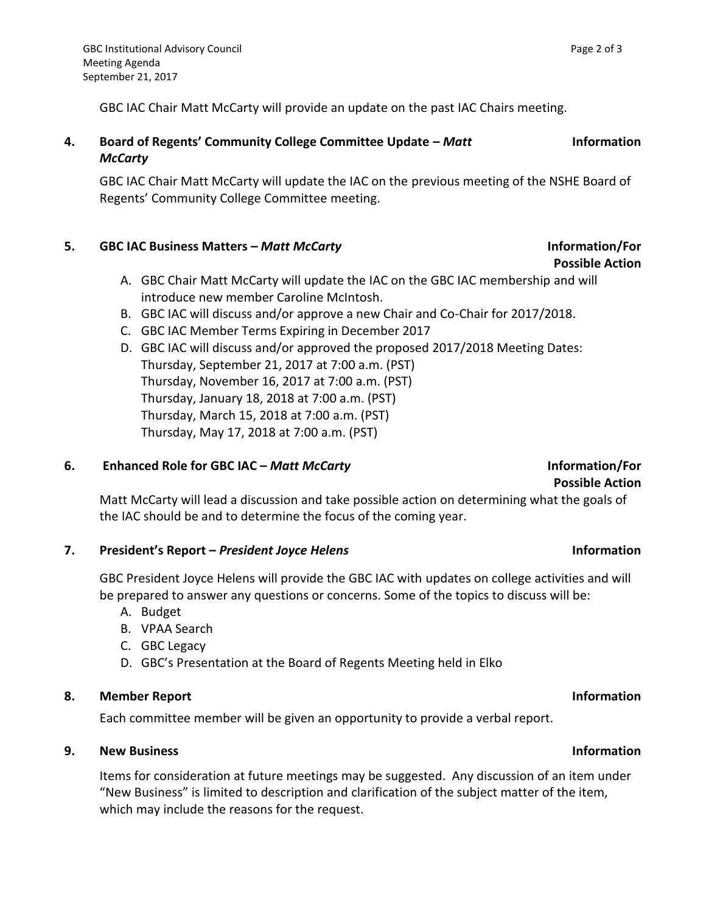GBC IAC Chair Matt McCarty will provide an update on the past IAC Chairs meeting.

**4. Board of Regents' Community College Committee Update – *Matt McCarty*** **Information**

GBC IAC Chair Matt McCarty will update the IAC on the previous meeting of the NSHE Board of Regents' Community College Committee meeting.

**5. GBC IAC Business Matters – *Matt McCarty*** **Information/For Possible Action**

A. GBC Chair Matt McCarty will update the IAC on the GBC IAC membership and will introduce new member Caroline McIntosh.
B. GBC IAC will discuss and/or approve a new Chair and Co-Chair for 2017/2018.
C. GBC IAC Member Terms Expiring in December 2017
D. GBC IAC will discuss and/or approved the proposed 2017/2018 Meeting Dates:
   Thursday, September 21, 2017 at 7:00 a.m. (PST)
   Thursday, November 16, 2017 at 7:00 a.m. (PST)
   Thursday, January 18, 2018 at 7:00 a.m. (PST)
   Thursday, March 15, 2018 at 7:00 a.m. (PST)
   Thursday, May 17, 2018 at 7:00 a.m. (PST)

**6. Enhanced Role for GBC IAC – *Matt McCarty*** **Information/For Possible Action**

Matt McCarty will lead a discussion and take possible action on determining what the goals of the IAC should be and to determine the focus of the coming year.

**7. President's Report – *President Joyce Helens*** **Information**

GBC President Joyce Helens will provide the GBC IAC with updates on college activities and will be prepared to answer any questions or concerns. Some of the topics to discuss will be:

A. Budget
B. VPAA Search
C. GBC Legacy
D. GBC's Presentation at the Board of Regents Meeting held in Elko

**8. Member Report** **Information**

Each committee member will be given an opportunity to provide a verbal report.

**9. New Business** **Information**

Items for consideration at future meetings may be suggested. Any discussion of an item under "New Business" is limited to description and clarification of the subject matter of the item, which may include the reasons for the request.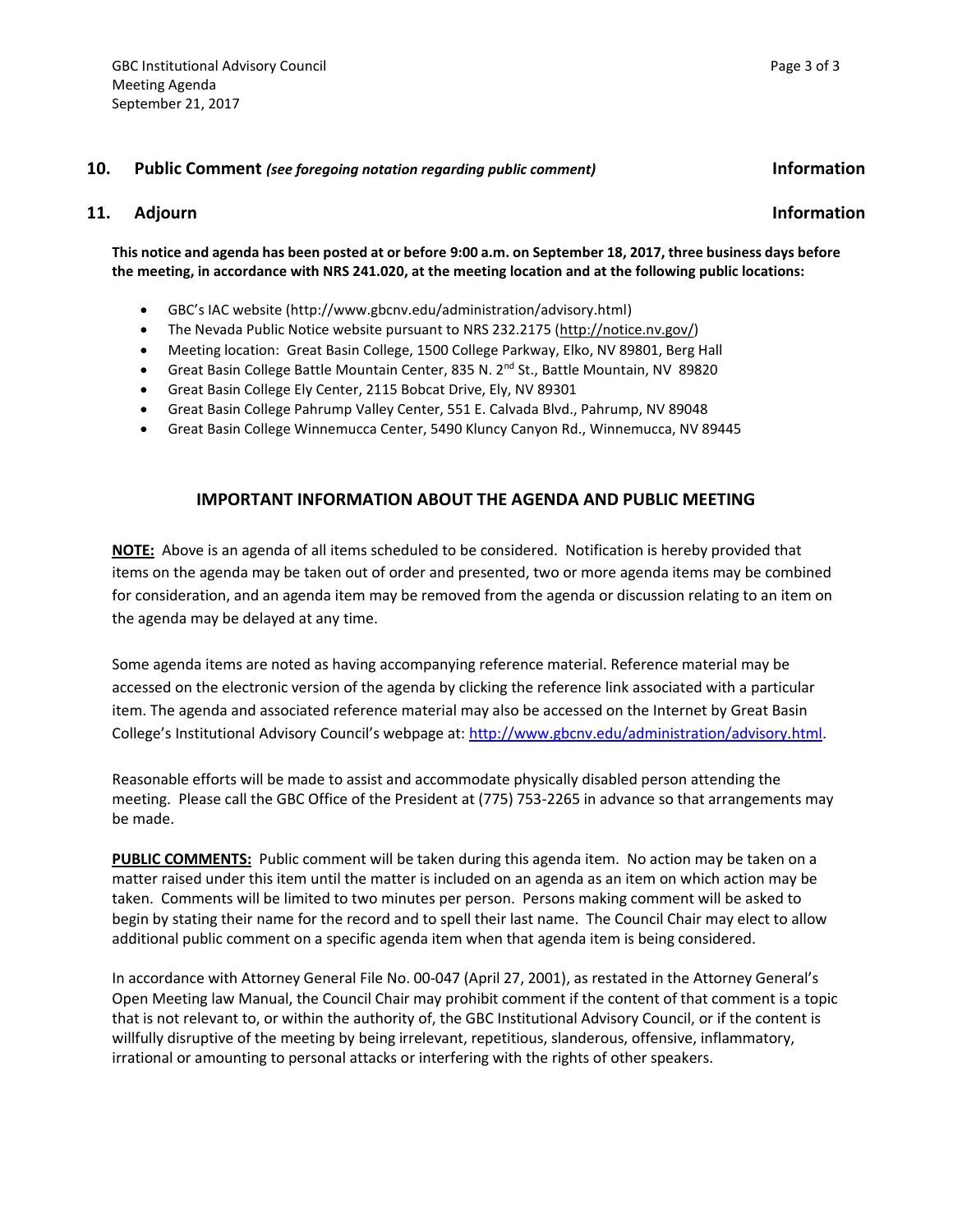**10. Public Comment** *(see foregoing notation regarding public comment)* **Information**

**11. Adjourn** **Information**

**This notice and agenda has been posted at or before 9:00 a.m. on September 18, 2017, three business days before the meeting, in accordance with NRS 241.020, at the meeting location and at the following public locations:**

- GBC's IAC website (http://www.gbcnv.edu/administration/advisory.html)
- The Nevada Public Notice website pursuant to NRS 232.2175 (http://notice.nv.gov/)
- Meeting location: Great Basin College, 1500 College Parkway, Elko, NV 89801, Berg Hall
- Great Basin College Battle Mountain Center, 835 N. 2nd St., Battle Mountain, NV 89820
- Great Basin College Ely Center, 2115 Bobcat Drive, Ely, NV 89301
- Great Basin College Pahrump Valley Center, 551 E. Calvada Blvd., Pahrump, NV 89048
- Great Basin College Winnemucca Center, 5490 Kluncy Canyon Rd., Winnemucca, NV 89445

## IMPORTANT INFORMATION ABOUT THE AGENDA AND PUBLIC MEETING

**NOTE:** Above is an agenda of all items scheduled to be considered. Notification is hereby provided that items on the agenda may be taken out of order and presented, two or more agenda items may be combined for consideration, and an agenda item may be removed from the agenda or discussion relating to an item on the agenda may be delayed at any time.

Some agenda items are noted as having accompanying reference material. Reference material may be accessed on the electronic version of the agenda by clicking the reference link associated with a particular item. The agenda and associated reference material may also be accessed on the Internet by Great Basin College's Institutional Advisory Council's webpage at: http://www.gbcnv.edu/administration/advisory.html.

Reasonable efforts will be made to assist and accommodate physically disabled person attending the meeting. Please call the GBC Office of the President at (775) 753-2265 in advance so that arrangements may be made.

**PUBLIC COMMENTS:** Public comment will be taken during this agenda item. No action may be taken on a matter raised under this item until the matter is included on an agenda as an item on which action may be taken. Comments will be limited to two minutes per person. Persons making comment will be asked to begin by stating their name for the record and to spell their last name. The Council Chair may elect to allow additional public comment on a specific agenda item when that agenda item is being considered.

In accordance with Attorney General File No. 00-047 (April 27, 2001), as restated in the Attorney General's Open Meeting law Manual, the Council Chair may prohibit comment if the content of that comment is a topic that is not relevant to, or within the authority of, the GBC Institutional Advisory Council, or if the content is willfully disruptive of the meeting by being irrelevant, repetitious, slanderous, offensive, inflammatory, irrational or amounting to personal attacks or interfering with the rights of other speakers.